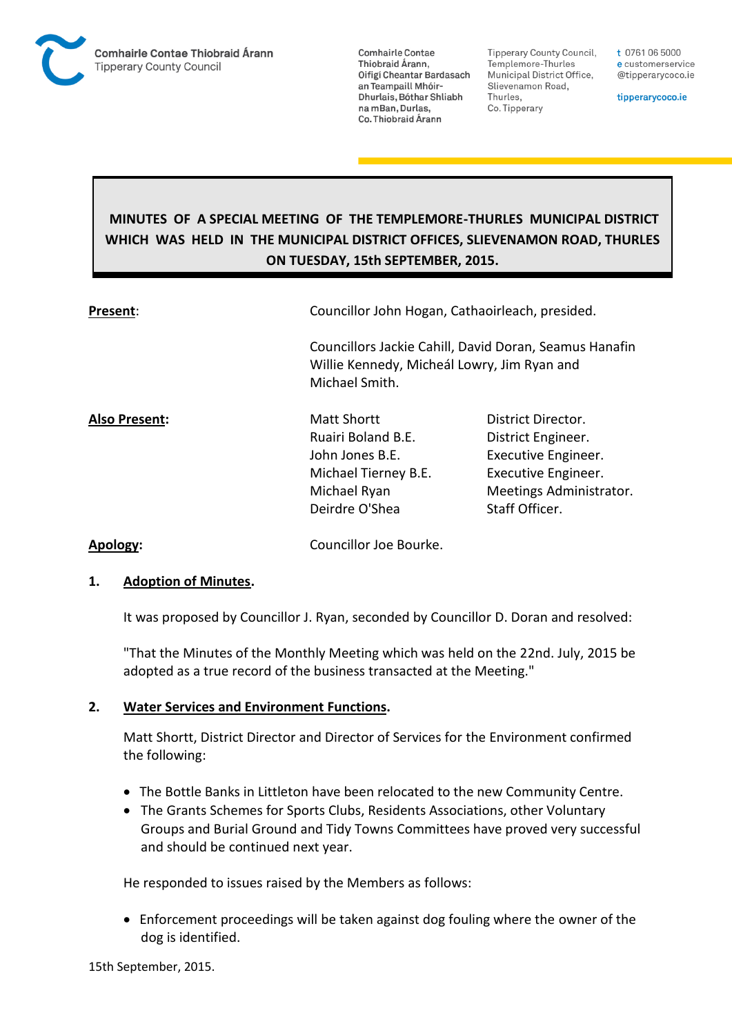Comhairle Contae Thiobraid Árann
Tipperary County Council

Comhairle Contae Thiobraid Árann, Oifigí Cheantar Bardasach an Teampaill Mhóir-Dhurlais, Bóthar Shliabh na mBan, Durlas, Co. Thiobraid Árann

Tipperary County Council, Templemore-Thurles Municipal District Office, Slievenamon Road, Thurles, Co. Tipperary

t 0761 06 5000
e customerservice@tipperarycoco.ie
tipperarycoco.ie

# MINUTES OF A SPECIAL MEETING OF THE TEMPLEMORE-THURLES MUNICIPAL DISTRICT WHICH WAS HELD IN THE MUNICIPAL DISTRICT OFFICES, SLIEVENAMON ROAD, THURLES ON TUESDAY, 15th SEPTEMBER, 2015.

**Present**: Councillor John Hogan, Cathaoirleach, presided.

Councillors Jackie Cahill, David Doran, Seamus Hanafin Willie Kennedy, Micheál Lowry, Jim Ryan and Michael Smith.

**Also Present:**

| | |
|---|---|
| Matt Shortt | District Director. |
| Ruairi Boland B.E. | District Engineer. |
| John Jones B.E. | Executive Engineer. |
| Michael Tierney B.E. | Executive Engineer. |
| Michael Ryan | Meetings Administrator. |
| Deirdre O'Shea | Staff Officer. |

**Apology**: Councillor Joe Bourke.

## 1. Adoption of Minutes.

It was proposed by Councillor J. Ryan, seconded by Councillor D. Doran and resolved:

"That the Minutes of the Monthly Meeting which was held on the 22nd. July, 2015 be adopted as a true record of the business transacted at the Meeting."

## 2. Water Services and Environment Functions.

Matt Shortt, District Director and Director of Services for the Environment confirmed the following:

- The Bottle Banks in Littleton have been relocated to the new Community Centre.
- The Grants Schemes for Sports Clubs, Residents Associations, other Voluntary Groups and Burial Ground and Tidy Towns Committees have proved very successful and should be continued next year.

He responded to issues raised by the Members as follows:

- Enforcement proceedings will be taken against dog fouling where the owner of the dog is identified.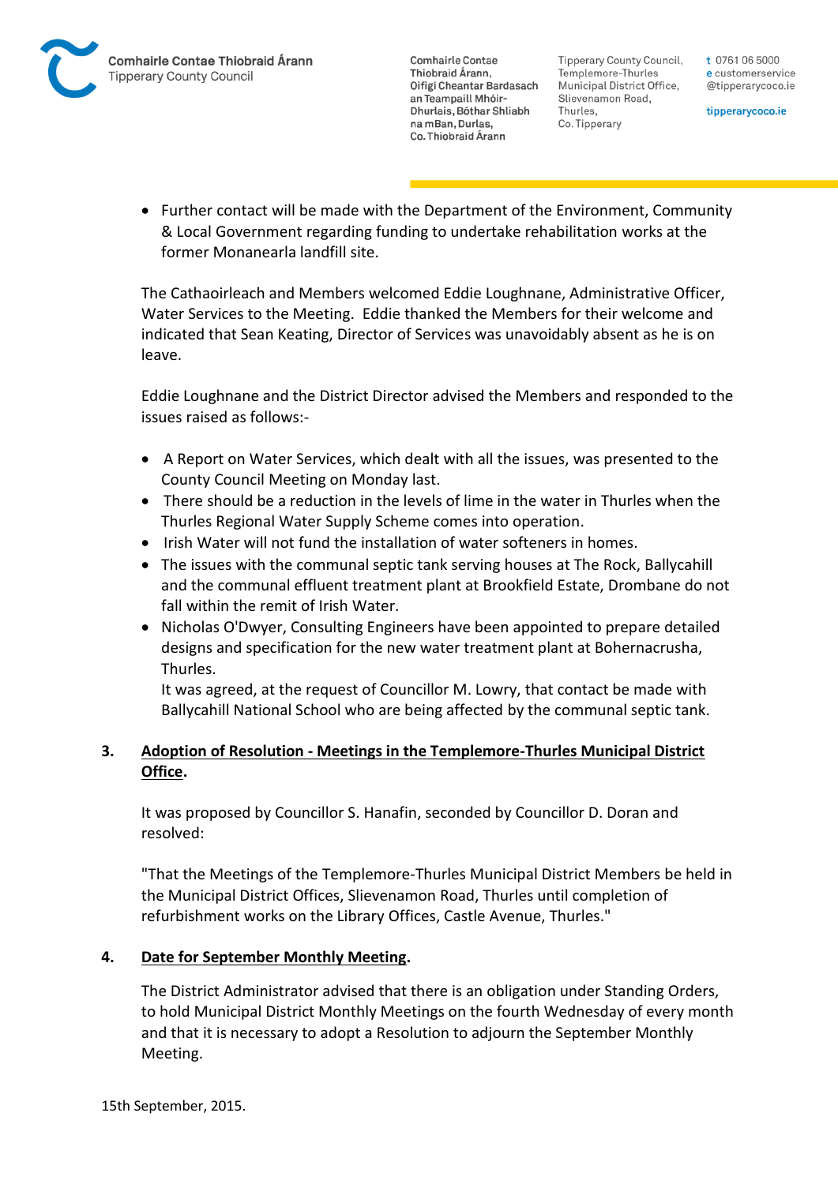- Further contact will be made with the Department of the Environment, Community & Local Government regarding funding to undertake rehabilitation works at the former Monanearla landfill site.

The Cathaoirleach and Members welcomed Eddie Loughnane, Administrative Officer, Water Services to the Meeting. Eddie thanked the Members for their welcome and indicated that Sean Keating, Director of Services was unavoidably absent as he is on leave.

Eddie Loughnane and the District Director advised the Members and responded to the issues raised as follows:-

- A Report on Water Services, which dealt with all the issues, was presented to the County Council Meeting on Monday last.
- There should be a reduction in the levels of lime in the water in Thurles when the Thurles Regional Water Supply Scheme comes into operation.
- Irish Water will not fund the installation of water softeners in homes.
- The issues with the communal septic tank serving houses at The Rock, Ballycahill and the communal effluent treatment plant at Brookfield Estate, Drombane do not fall within the remit of Irish Water.
- Nicholas O'Dwyer, Consulting Engineers have been appointed to prepare detailed designs and specification for the new water treatment plant at Bohernacrusha, Thurles.
  It was agreed, at the request of Councillor M. Lowry, that contact be made with Ballycahill National School who are being affected by the communal septic tank.

**3. Adoption of Resolution - Meetings in the Templemore-Thurles Municipal District Office.**

It was proposed by Councillor S. Hanafin, seconded by Councillor D. Doran and resolved:

"That the Meetings of the Templemore-Thurles Municipal District Members be held in the Municipal District Offices, Slievenamon Road, Thurles until completion of refurbishment works on the Library Offices, Castle Avenue, Thurles."

**4. Date for September Monthly Meeting.**

The District Administrator advised that there is an obligation under Standing Orders, to hold Municipal District Monthly Meetings on the fourth Wednesday of every month and that it is necessary to adopt a Resolution to adjourn the September Monthly Meeting.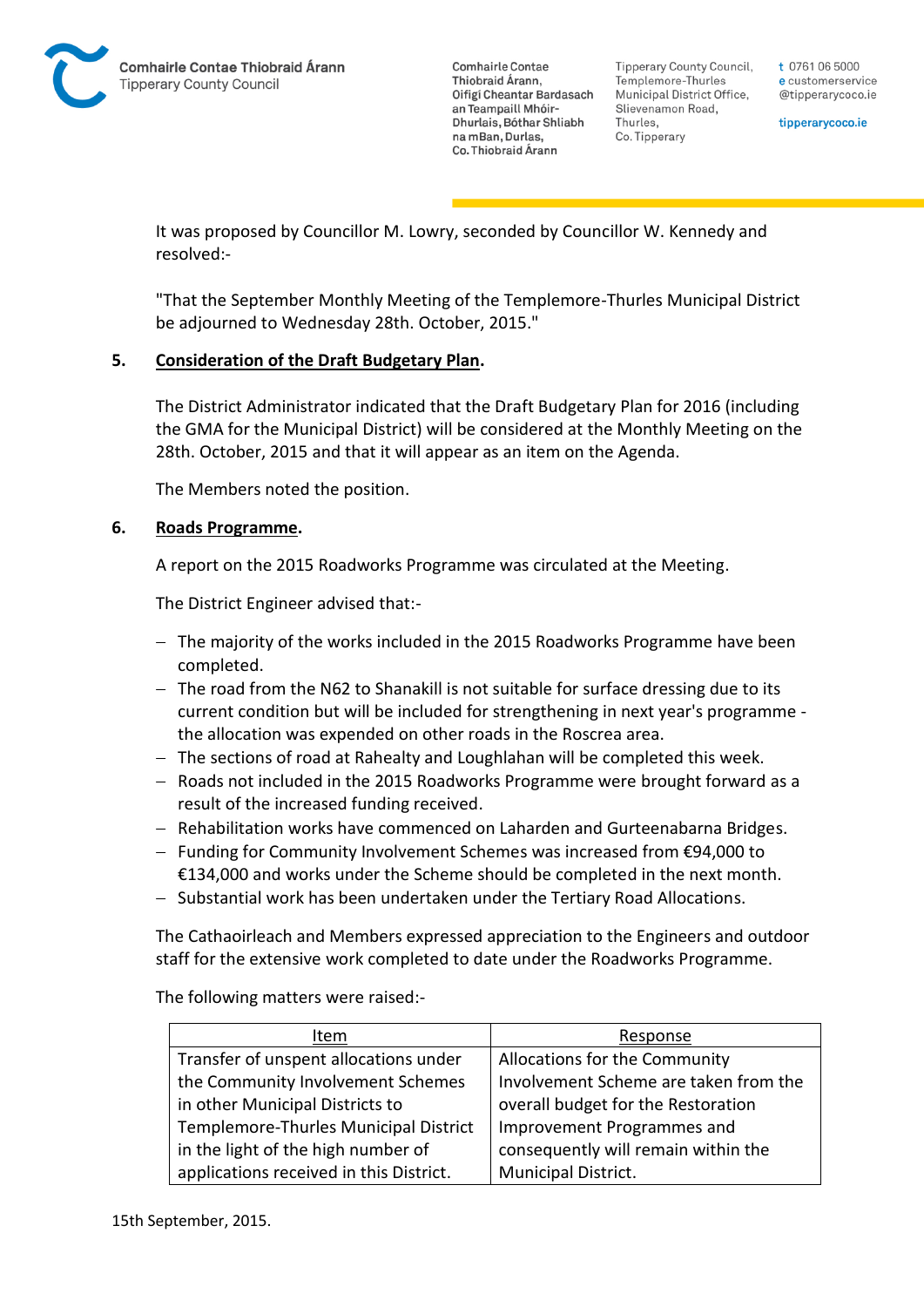It was proposed by Councillor M. Lowry, seconded by Councillor W. Kennedy and resolved:-

"That the September Monthly Meeting of the Templemore-Thurles Municipal District be adjourned to Wednesday 28th. October, 2015."

**5. Consideration of the Draft Budgetary Plan.**

The District Administrator indicated that the Draft Budgetary Plan for 2016 (including the GMA for the Municipal District) will be considered at the Monthly Meeting on the 28th. October, 2015 and that it will appear as an item on the Agenda.

The Members noted the position.

**6. Roads Programme.**

A report on the 2015 Roadworks Programme was circulated at the Meeting.

The District Engineer advised that:-

- The majority of the works included in the 2015 Roadworks Programme have been completed.
- The road from the N62 to Shanakill is not suitable for surface dressing due to its current condition but will be included for strengthening in next year's programme - the allocation was expended on other roads in the Roscrea area.
- The sections of road at Rahealty and Loughlahan will be completed this week.
- Roads not included in the 2015 Roadworks Programme were brought forward as a result of the increased funding received.
- Rehabilitation works have commenced on Laharden and Gurteenabarna Bridges.
- Funding for Community Involvement Schemes was increased from €94,000 to €134,000 and works under the Scheme should be completed in the next month.
- Substantial work has been undertaken under the Tertiary Road Allocations.

The Cathaoirleach and Members expressed appreciation to the Engineers and outdoor staff for the extensive work completed to date under the Roadworks Programme.

The following matters were raised:-

| Item | Response |
|---|---|
| Transfer of unspent allocations under the Community Involvement Schemes in other Municipal Districts to Templemore-Thurles Municipal District in the light of the high number of applications received in this District. | Allocations for the Community Involvement Scheme are taken from the overall budget for the Restoration Improvement Programmes and consequently will remain within the Municipal District. |

15th September, 2015.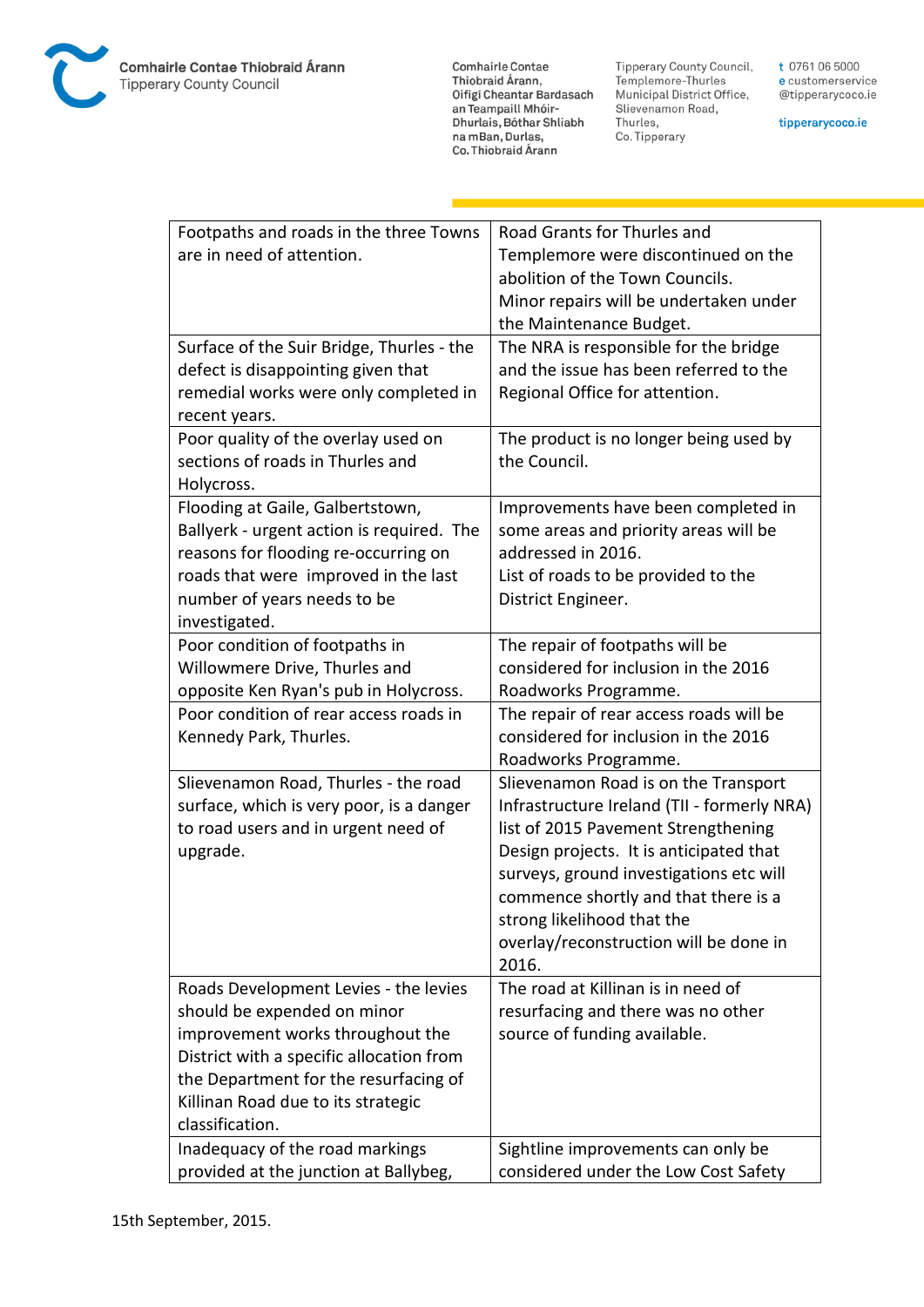| Footpaths and roads in the three Towns are in need of attention. | Road Grants for Thurles and Templemore were discontinued on the abolition of the Town Councils. Minor repairs will be undertaken under the Maintenance Budget. |
|---|---|
| Surface of the Suir Bridge, Thurles - the defect is disappointing given that remedial works were only completed in recent years. | The NRA is responsible for the bridge and the issue has been referred to the Regional Office for attention. |
| Poor quality of the overlay used on sections of roads in Thurles and Holycross. | The product is no longer being used by the Council. |
| Flooding at Gaile, Galbertstown, Ballyerk - urgent action is required. The reasons for flooding re-occurring on roads that were improved in the last number of years needs to be investigated. | Improvements have been completed in some areas and priority areas will be addressed in 2016. List of roads to be provided to the District Engineer. |
| Poor condition of footpaths in Willowmere Drive, Thurles and opposite Ken Ryan's pub in Holycross. | The repair of footpaths will be considered for inclusion in the 2016 Roadworks Programme. |
| Poor condition of rear access roads in Kennedy Park, Thurles. | The repair of rear access roads will be considered for inclusion in the 2016 Roadworks Programme. |
| Slievenamon Road, Thurles - the road surface, which is very poor, is a danger to road users and in urgent need of upgrade. | Slievenamon Road is on the Transport Infrastructure Ireland (TII - formerly NRA) list of 2015 Pavement Strengthening Design projects. It is anticipated that surveys, ground investigations etc will commence shortly and that there is a strong likelihood that the overlay/reconstruction will be done in 2016. |
| Roads Development Levies - the levies should be expended on minor improvement works throughout the District with a specific allocation from the Department for the resurfacing of Killinan Road due to its strategic classification. | The road at Killinan is in need of resurfacing and there was no other source of funding available. |
| Inadequacy of the road markings provided at the junction at Ballybeg, | Sightline improvements can only be considered under the Low Cost Safety |

15th September, 2015.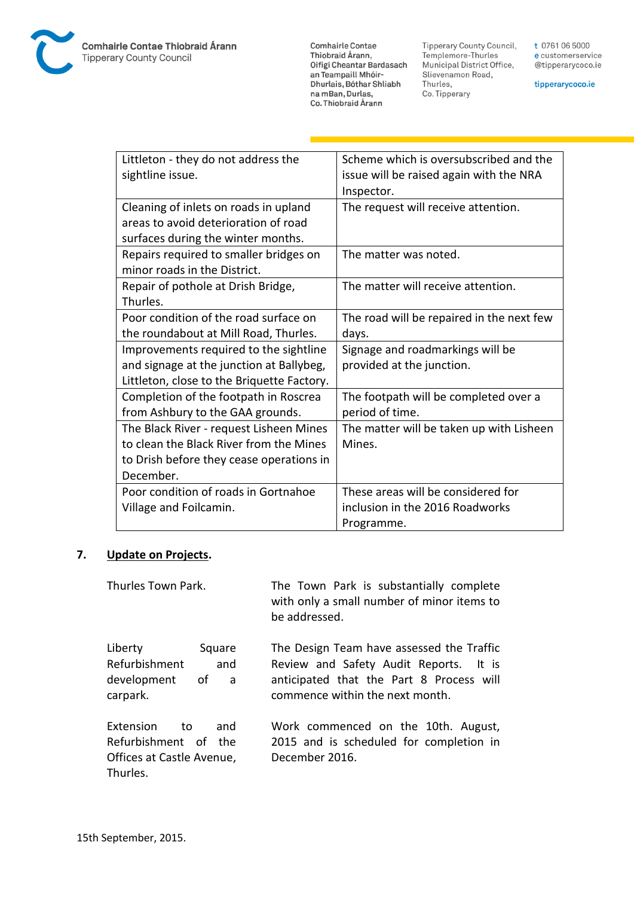| Littleton - they do not address the sightline issue. | Scheme which is oversubscribed and the issue will be raised again with the NRA Inspector. |
|---|---|
| Cleaning of inlets on roads in upland areas to avoid deterioration of road surfaces during the winter months. | The request will receive attention. |
| Repairs required to smaller bridges on minor roads in the District. | The matter was noted. |
| Repair of pothole at Drish Bridge, Thurles. | The matter will receive attention. |
| Poor condition of the road surface on the roundabout at Mill Road, Thurles. | The road will be repaired in the next few days. |
| Improvements required to the sightline and signage at the junction at Ballybeg, Littleton, close to the Briquette Factory. | Signage and roadmarkings will be provided at the junction. |
| Completion of the footpath in Roscrea from Ashbury to the GAA grounds. | The footpath will be completed over a period of time. |
| The Black River - request Lisheen Mines to clean the Black River from the Mines to Drish before they cease operations in December. | The matter will be taken up with Lisheen Mines. |
| Poor condition of roads in Gortnahoe Village and Foilcamin. | These areas will be considered for inclusion in the 2016 Roadworks Programme. |

**7. Update on Projects.**

| | |
|---|---|
| Thurles Town Park. | The Town Park is substantially complete with only a small number of minor items to be addressed. |
| Liberty Square Refurbishment and development of a carpark. | The Design Team have assessed the Traffic Review and Safety Audit Reports. It is anticipated that the Part 8 Process will commence within the next month. |
| Extension to and Refurbishment of the Offices at Castle Avenue, Thurles. | Work commenced on the 10th. August, 2015 and is scheduled for completion in December 2016. |

15th September, 2015.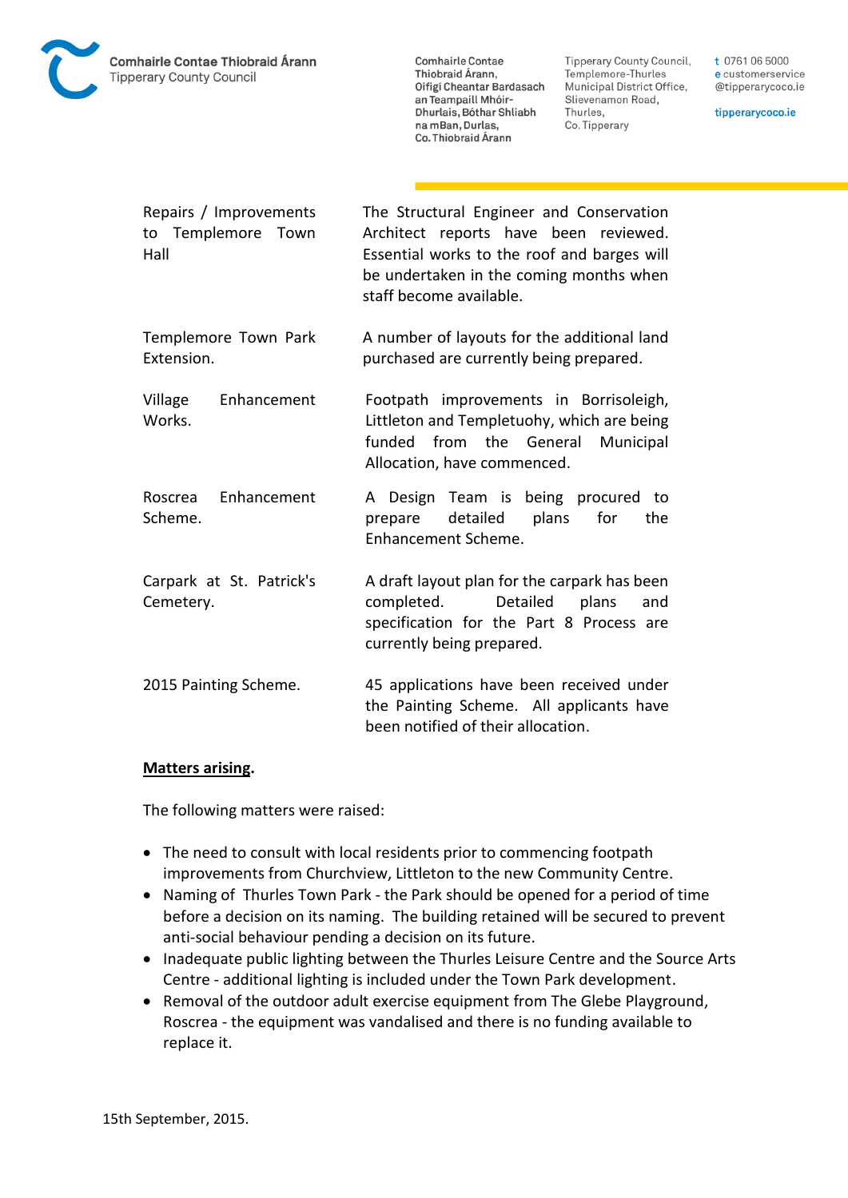| | |
|---|---|
| Repairs / Improvements to Templemore Town Hall | The Structural Engineer and Conservation Architect reports have been reviewed. Essential works to the roof and barges will be undertaken in the coming months when staff become available. |
| Templemore Town Park Extension. | A number of layouts for the additional land purchased are currently being prepared. |
| Village Enhancement Works. | Footpath improvements in Borrisoleigh, Littleton and Templetuohy, which are being funded from the General Municipal Allocation, have commenced. |
| Roscrea Enhancement Scheme. | A Design Team is being procured to prepare detailed plans for the Enhancement Scheme. |
| Carpark at St. Patrick's Cemetery. | A draft layout plan for the carpark has been completed. Detailed plans and specification for the Part 8 Process are currently being prepared. |
| 2015 Painting Scheme. | 45 applications have been received under the Painting Scheme. All applicants have been notified of their allocation. |

**Matters arising.**

The following matters were raised:

- The need to consult with local residents prior to commencing footpath improvements from Churchview, Littleton to the new Community Centre.
- Naming of Thurles Town Park - the Park should be opened for a period of time before a decision on its naming. The building retained will be secured to prevent anti-social behaviour pending a decision on its future.
- Inadequate public lighting between the Thurles Leisure Centre and the Source Arts Centre - additional lighting is included under the Town Park development.
- Removal of the outdoor adult exercise equipment from The Glebe Playground, Roscrea - the equipment was vandalised and there is no funding available to replace it.

15th September, 2015.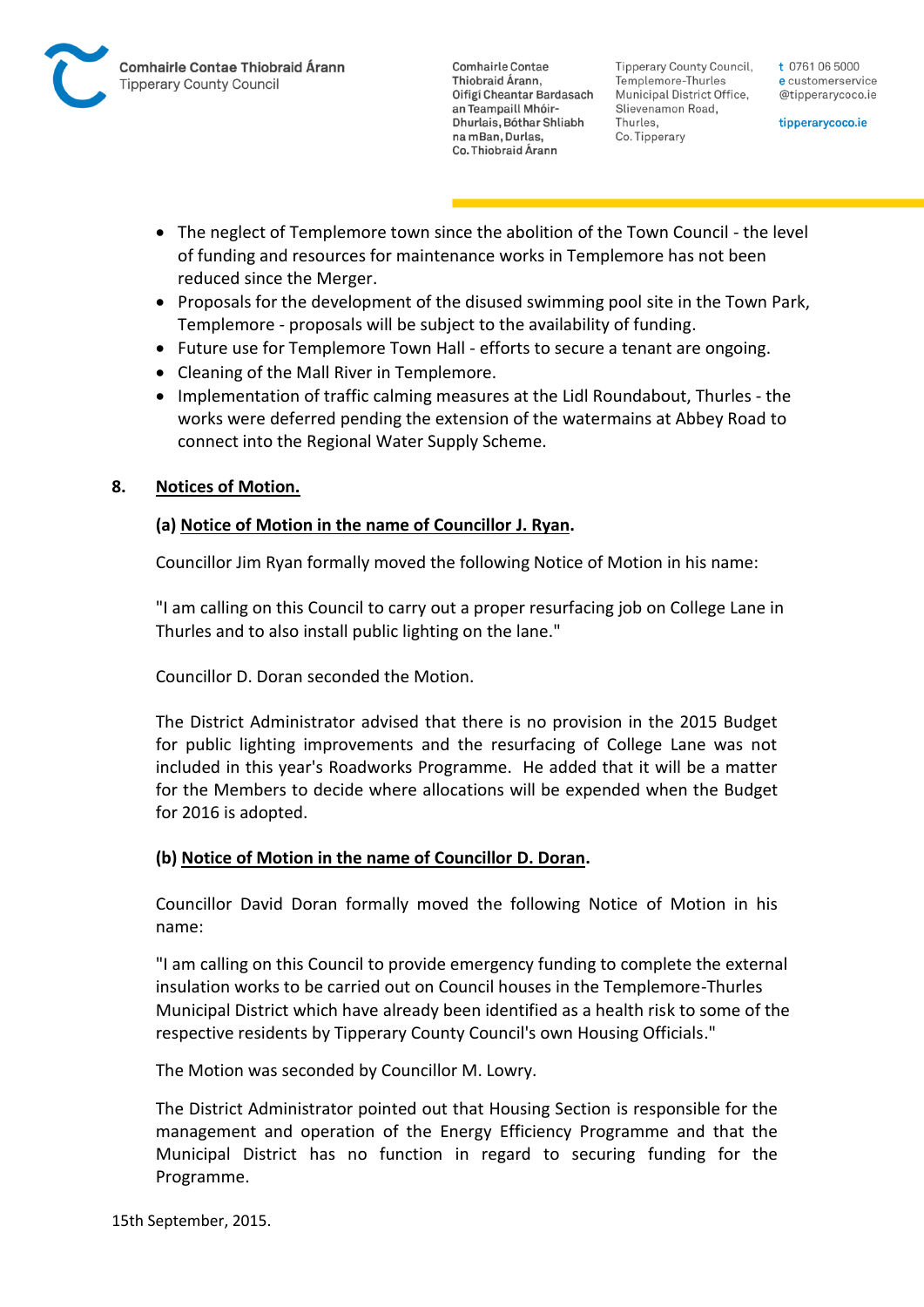- The neglect of Templemore town since the abolition of the Town Council - the level of funding and resources for maintenance works in Templemore has not been reduced since the Merger.
- Proposals for the development of the disused swimming pool site in the Town Park, Templemore - proposals will be subject to the availability of funding.
- Future use for Templemore Town Hall - efforts to secure a tenant are ongoing.
- Cleaning of the Mall River in Templemore.
- Implementation of traffic calming measures at the Lidl Roundabout, Thurles - the works were deferred pending the extension of the watermains at Abbey Road to connect into the Regional Water Supply Scheme.

**8. Notices of Motion.**

**(a) Notice of Motion in the name of Councillor J. Ryan.**

Councillor Jim Ryan formally moved the following Notice of Motion in his name:

"I am calling on this Council to carry out a proper resurfacing job on College Lane in Thurles and to also install public lighting on the lane."

Councillor D. Doran seconded the Motion.

The District Administrator advised that there is no provision in the 2015 Budget for public lighting improvements and the resurfacing of College Lane was not included in this year's Roadworks Programme. He added that it will be a matter for the Members to decide where allocations will be expended when the Budget for 2016 is adopted.

**(b) Notice of Motion in the name of Councillor D. Doran.**

Councillor David Doran formally moved the following Notice of Motion in his name:

"I am calling on this Council to provide emergency funding to complete the external insulation works to be carried out on Council houses in the Templemore-Thurles Municipal District which have already been identified as a health risk to some of the respective residents by Tipperary County Council's own Housing Officials."

The Motion was seconded by Councillor M. Lowry.

The District Administrator pointed out that Housing Section is responsible for the management and operation of the Energy Efficiency Programme and that the Municipal District has no function in regard to securing funding for the Programme.

15th September, 2015.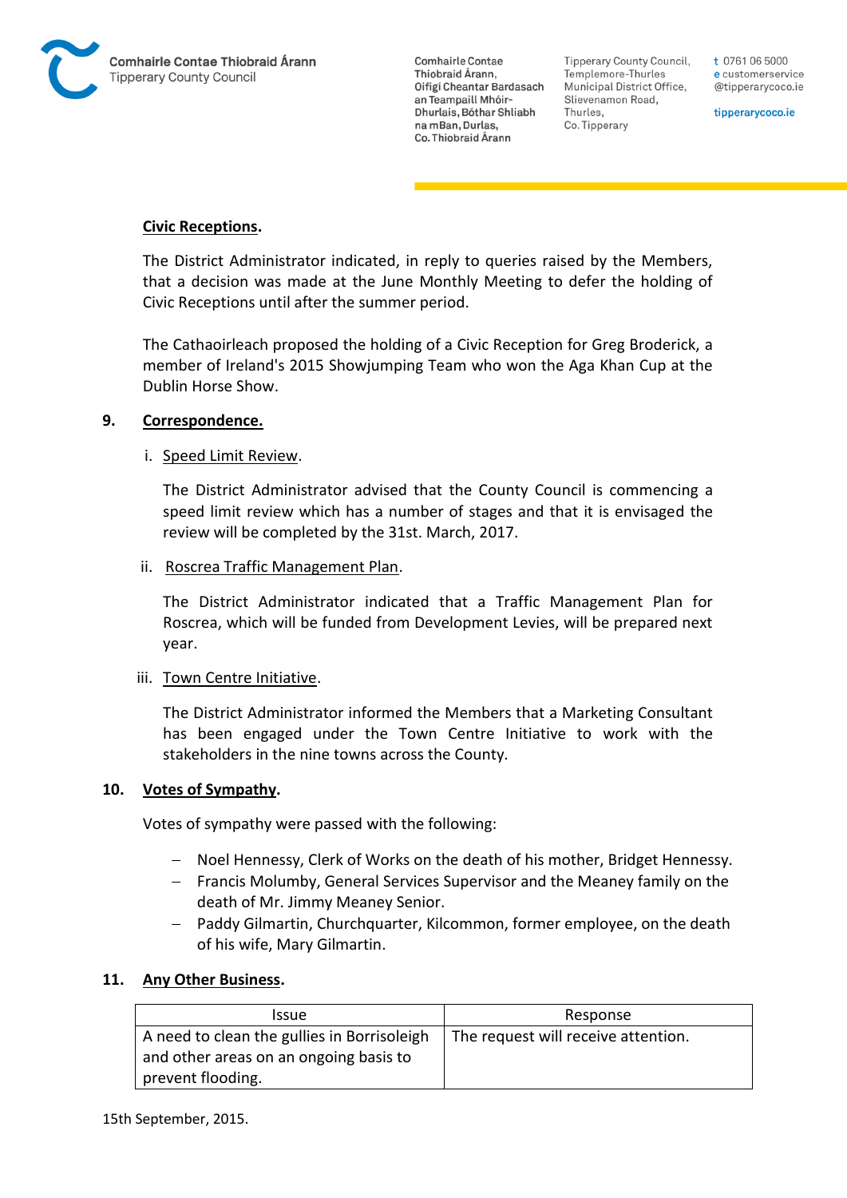**Civic Receptions.**

The District Administrator indicated, in reply to queries raised by the Members, that a decision was made at the June Monthly Meeting to defer the holding of Civic Receptions until after the summer period.

The Cathaoirleach proposed the holding of a Civic Reception for Greg Broderick, a member of Ireland's 2015 Showjumping Team who won the Aga Khan Cup at the Dublin Horse Show.

## 9. Correspondence.

i. Speed Limit Review.

The District Administrator advised that the County Council is commencing a speed limit review which has a number of stages and that it is envisaged the review will be completed by the 31st. March, 2017.

ii. Roscrea Traffic Management Plan.

The District Administrator indicated that a Traffic Management Plan for Roscrea, which will be funded from Development Levies, will be prepared next year.

iii. Town Centre Initiative.

The District Administrator informed the Members that a Marketing Consultant has been engaged under the Town Centre Initiative to work with the stakeholders in the nine towns across the County.

## 10. Votes of Sympathy.

Votes of sympathy were passed with the following:

- Noel Hennessy, Clerk of Works on the death of his mother, Bridget Hennessy.
- Francis Molumby, General Services Supervisor and the Meaney family on the death of Mr. Jimmy Meaney Senior.
- Paddy Gilmartin, Churchquarter, Kilcommon, former employee, on the death of his wife, Mary Gilmartin.

## 11. Any Other Business.

| Issue | Response |
|---|---|
| A need to clean the gullies in Borrisoleigh and other areas on an ongoing basis to prevent flooding. | The request will receive attention. |

15th September, 2015.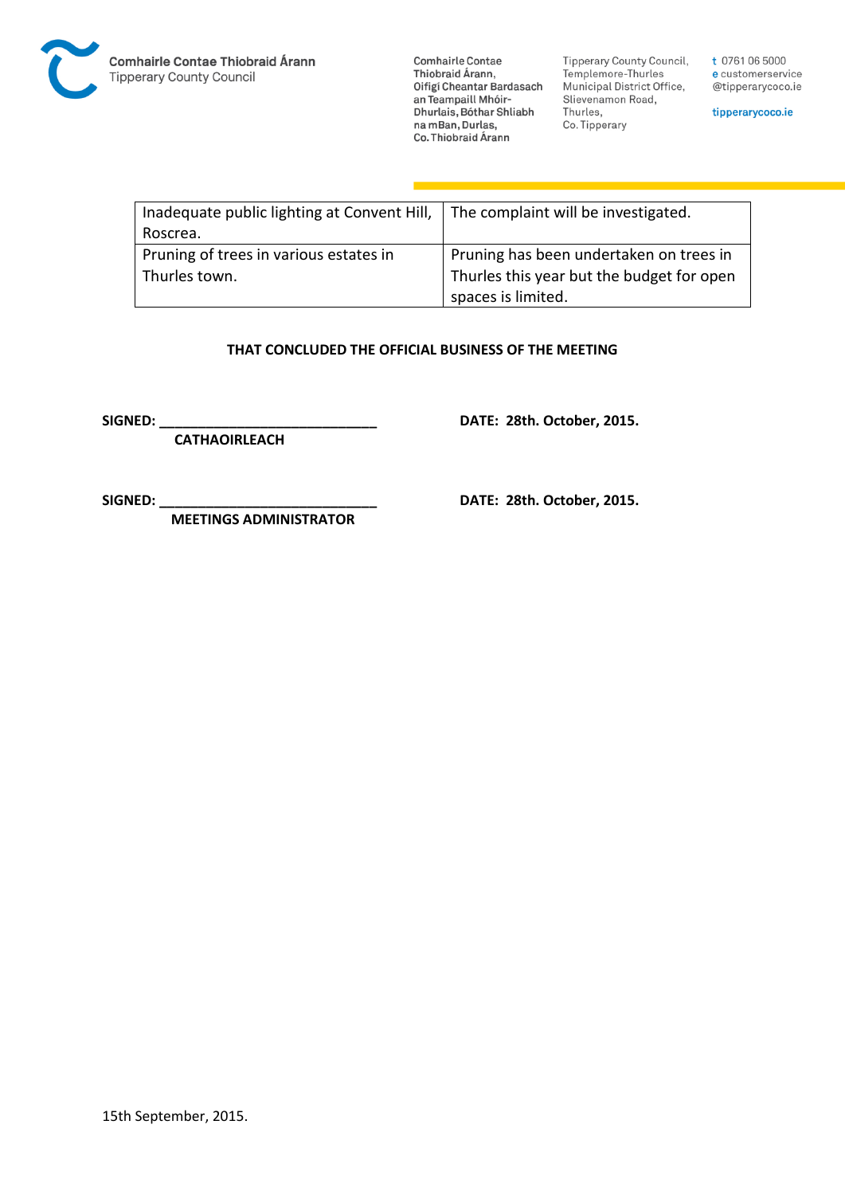| | |
|---|---|
| Inadequate public lighting at Convent Hill, Roscrea. | The complaint will be investigated. |
| Pruning of trees in various estates in Thurles town. | Pruning has been undertaken on trees in Thurles this year but the budget for open spaces is limited. |

**THAT CONCLUDED THE OFFICIAL BUSINESS OF THE MEETING**

**SIGNED: _____________________________** **DATE: 28th. October, 2015.**

**CATHAOIRLEACH**

**SIGNED: _____________________________** **DATE: 28th. October, 2015.**

**MEETINGS ADMINISTRATOR**

15th September, 2015.